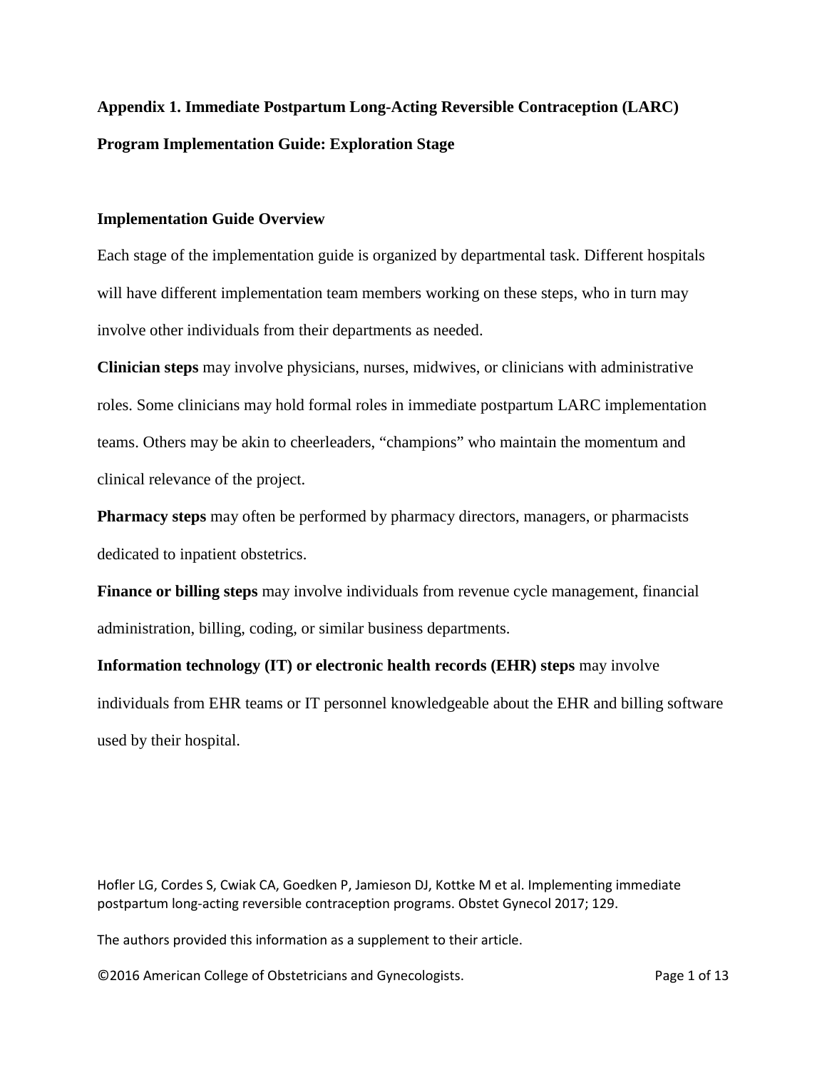# Appendix 1. Immediate Postpartum Long-Acting Reversible Contraception (LARC) Program Implementation Guide: Exploration Stage

## Implementation Guide Overview

Each stage of the implementation guide is organized by departmental task. Different hospitals will have different implementation team members working on these steps, who in turn may involve other individuals from their departments as needed.

**Clinician steps** may involve physicians, nurses, midwives, or clinicians with administrative roles. Some clinicians may hold formal roles in immediate postpartum LARC implementation teams. Others may be akin to cheerleaders, "champions" who maintain the momentum and clinical relevance of the project.

**Pharmacy steps** may often be performed by pharmacy directors, managers, or pharmacists dedicated to inpatient obstetrics.

**Finance or billing steps** may involve individuals from revenue cycle management, financial administration, billing, coding, or similar business departments.

**Information technology (IT) or electronic health records (EHR) steps** may involve individuals from EHR teams or IT personnel knowledgeable about the EHR and billing software used by their hospital.

Hofler LG, Cordes S, Cwiak CA, Goedken P, Jamieson DJ, Kottke M et al. Implementing immediate postpartum long-acting reversible contraception programs. Obstet Gynecol 2017; 129.

The authors provided this information as a supplement to their article.

©2016 American College of Obstetricians and Gynecologists.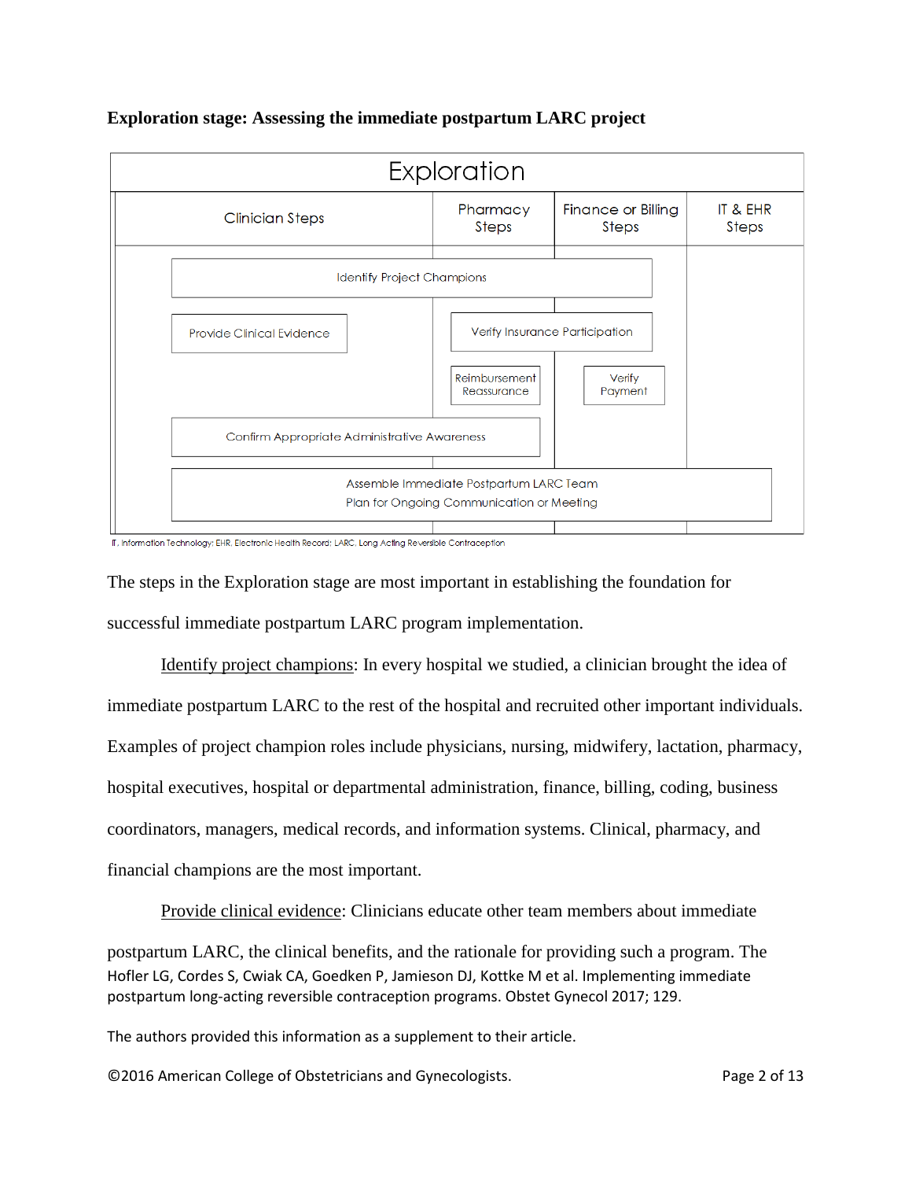**Exploration stage: Assessing the immediate postpartum LARC project**

| Exploration | | | |
|---|---|---|---|
| Clinician Steps | Pharmacy Steps | Finance or Billing Steps | IT & EHR Steps |
| Identify Project Champions | Identify Project Champions | Identify Project Champions | |
| Provide Clinical Evidence | Verify Insurance Participation | Verify Insurance Participation | |
| | Reimbursement Reassurance | Verify Payment | |
| Confirm Appropriate Administrative Awareness | Confirm Appropriate Administrative Awareness | | |
| Assemble Immediate Postpartum LARC Team<br>Plan for Ongoing Communication or Meeting | Assemble Immediate Postpartum LARC Team<br>Plan for Ongoing Communication or Meeting | Assemble Immediate Postpartum LARC Team<br>Plan for Ongoing Communication or Meeting | Assemble Immediate Postpartum LARC Team<br>Plan for Ongoing Communication or Meeting |

IT, Information Technology; EHR, Electronic Health Record; LARC, Long Acting Reversible Contraception

The steps in the Exploration stage are most important in establishing the foundation for successful immediate postpartum LARC program implementation.

Identify project champions: In every hospital we studied, a clinician brought the idea of immediate postpartum LARC to the rest of the hospital and recruited other important individuals. Examples of project champion roles include physicians, nursing, midwifery, lactation, pharmacy, hospital executives, hospital or departmental administration, finance, billing, coding, business coordinators, managers, medical records, and information systems. Clinical, pharmacy, and financial champions are the most important.

Provide clinical evidence: Clinicians educate other team members about immediate postpartum LARC, the clinical benefits, and the rationale for providing such a program. The

Hofler LG, Cordes S, Cwiak CA, Goedken P, Jamieson DJ, Kottke M et al. Implementing immediate postpartum long-acting reversible contraception programs. Obstet Gynecol 2017; 129.

The authors provided this information as a supplement to their article.

©2016 American College of Obstetricians and Gynecologists.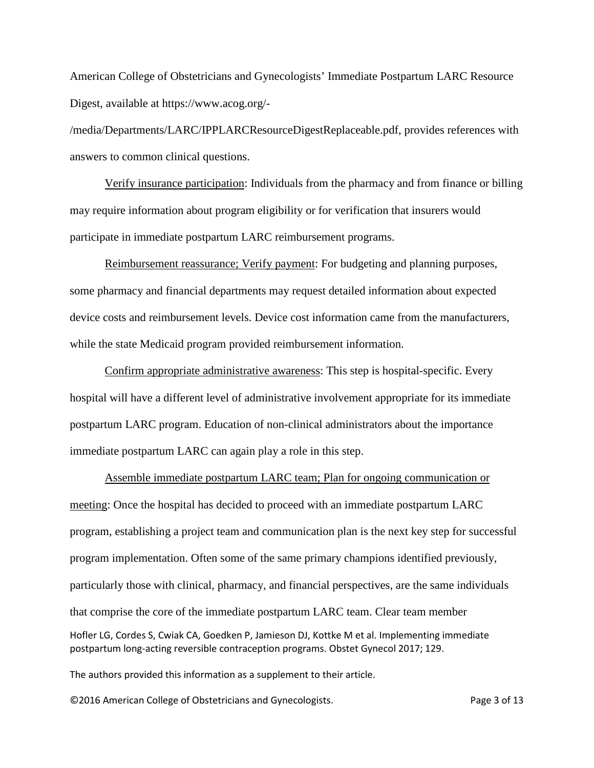American College of Obstetricians and Gynecologists' Immediate Postpartum LARC Resource Digest, available at https://www.acog.org/-/media/Departments/LARC/IPPLARCResourceDigestReplaceable.pdf, provides references with answers to common clinical questions.

<u>Verify insurance participation</u>: Individuals from the pharmacy and from finance or billing may require information about program eligibility or for verification that insurers would participate in immediate postpartum LARC reimbursement programs.

<u>Reimbursement reassurance; Verify payment</u>: For budgeting and planning purposes, some pharmacy and financial departments may request detailed information about expected device costs and reimbursement levels. Device cost information came from the manufacturers, while the state Medicaid program provided reimbursement information.

<u>Confirm appropriate administrative awareness</u>: This step is hospital-specific. Every hospital will have a different level of administrative involvement appropriate for its immediate postpartum LARC program. Education of non-clinical administrators about the importance immediate postpartum LARC can again play a role in this step.

<u>Assemble immediate postpartum LARC team; Plan for ongoing communication or meeting</u>: Once the hospital has decided to proceed with an immediate postpartum LARC program, establishing a project team and communication plan is the next key step for successful program implementation. Often some of the same primary champions identified previously, particularly those with clinical, pharmacy, and financial perspectives, are the same individuals that comprise the core of the immediate postpartum LARC team. Clear team member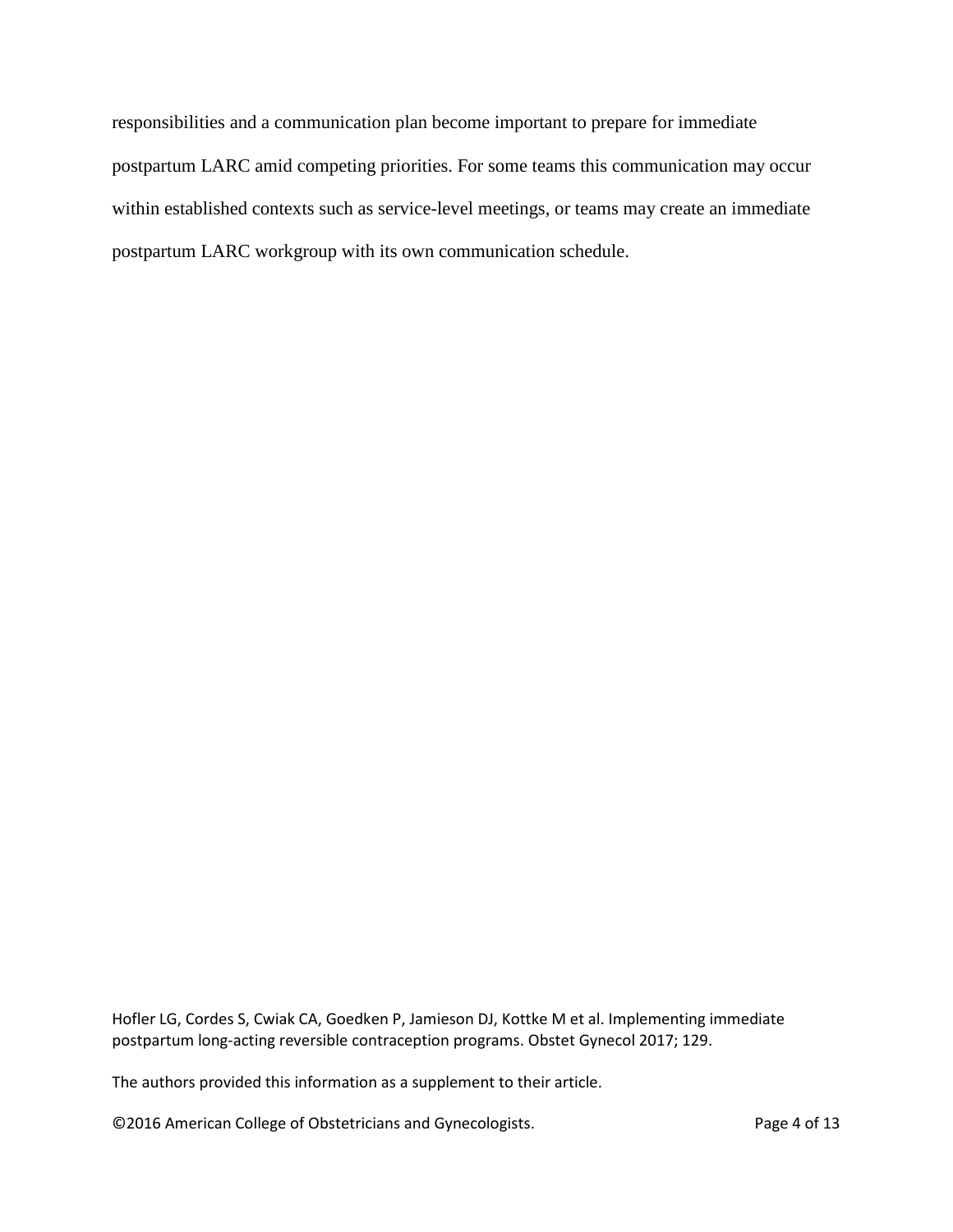responsibilities and a communication plan become important to prepare for immediate postpartum LARC amid competing priorities. For some teams this communication may occur within established contexts such as service-level meetings, or teams may create an immediate postpartum LARC workgroup with its own communication schedule.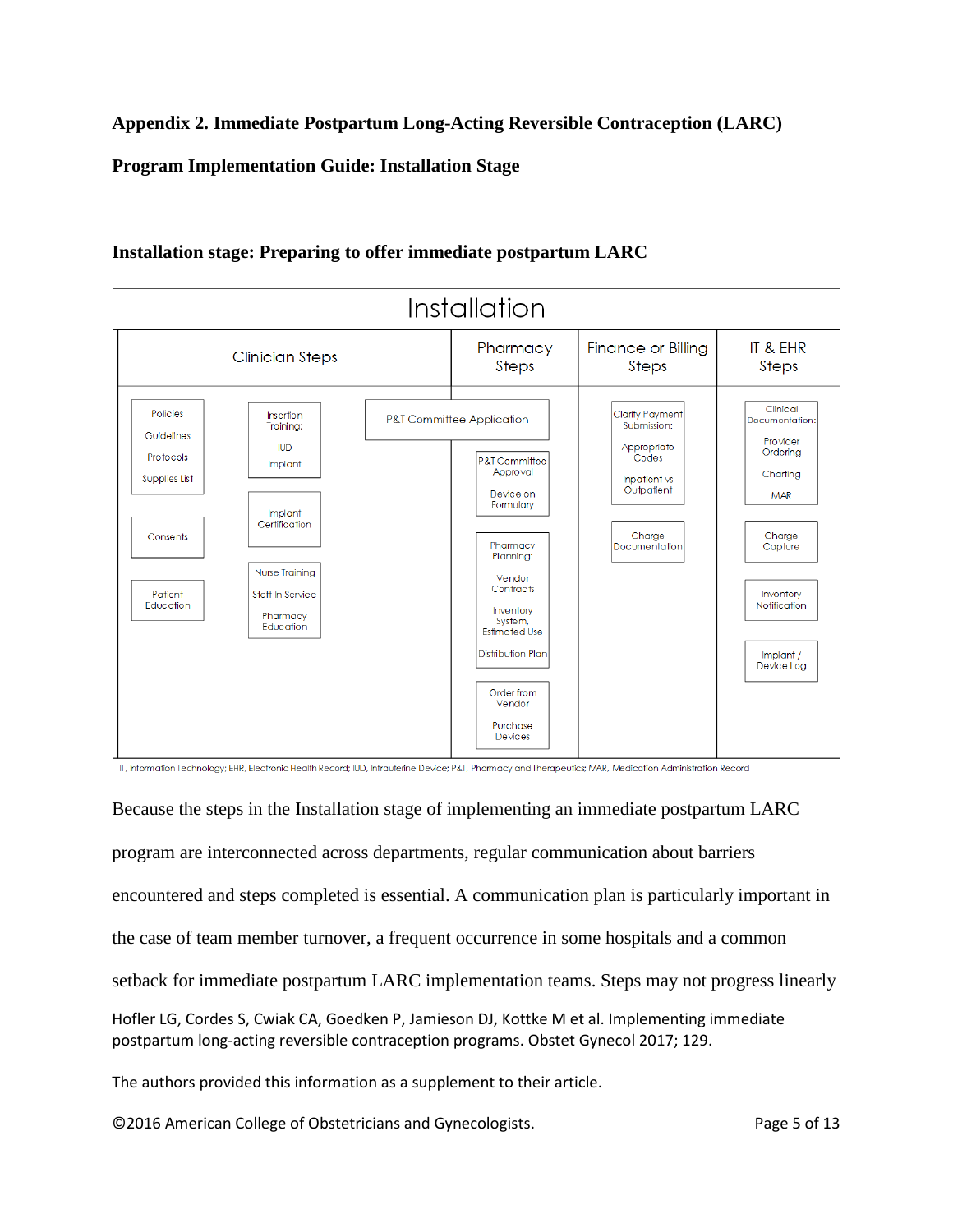**Appendix 2. Immediate Postpartum Long-Acting Reversible Contraception (LARC)**

**Program Implementation Guide: Installation Stage**

**Installation stage: Preparing to offer immediate postpartum LARC**

| Installation | | | | |
|---|---|---|---|---|
| **Clinician Steps** | | **Pharmacy Steps** | **Finance or Billing Steps** | **IT & EHR Steps** |
| Policies, Guidelines, Protocols, Supplies List | Insertion Training: IUD, Implant | P&T Committee Application | Clarify Payment Submission: Appropriate Codes, Inpatient vs Outpatient | Clinical Documentation: Provider Ordering, Charting, MAR |
| Consents | Implant Certification | P&T Committee Approval: Device on Formulary | Charge Documentation | Charge Capture |
| Patient Education | Nurse Training: Staff In-Service, Pharmacy Education | Pharmacy Planning: Vendor Contracts, Inventory System, Estimated Use, Distribution Plan | | Inventory Notification |
| | | Order from Vendor: Purchase Devices | | Implant / Device Log |

IT, Information Technology; EHR, Electronic Health Record; IUD, Intrauterine Device; P&T, Pharmacy and Therapeutics; MAR, Medication Administration Record

Because the steps in the Installation stage of implementing an immediate postpartum LARC program are interconnected across departments, regular communication about barriers encountered and steps completed is essential. A communication plan is particularly important in the case of team member turnover, a frequent occurrence in some hospitals and a common setback for immediate postpartum LARC implementation teams. Steps may not progress linearly

Hofler LG, Cordes S, Cwiak CA, Goedken P, Jamieson DJ, Kottke M et al. Implementing immediate postpartum long-acting reversible contraception programs. Obstet Gynecol 2017; 129.

The authors provided this information as a supplement to their article.

©2016 American College of Obstetricians and Gynecologists.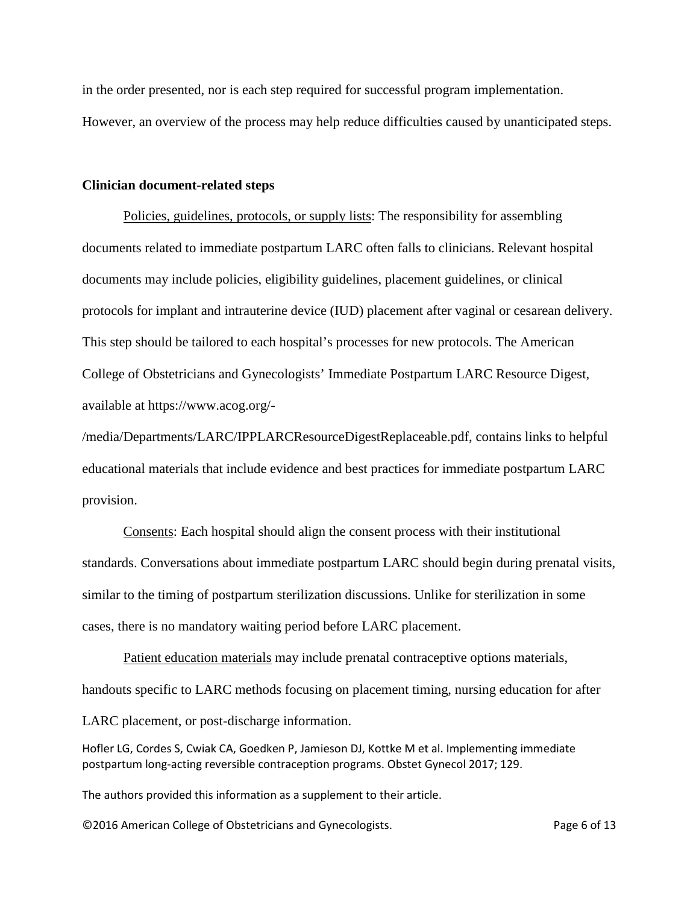in the order presented, nor is each step required for successful program implementation. However, an overview of the process may help reduce difficulties caused by unanticipated steps.

**Clinician document-related steps**

Policies, guidelines, protocols, or supply lists: The responsibility for assembling documents related to immediate postpartum LARC often falls to clinicians. Relevant hospital documents may include policies, eligibility guidelines, placement guidelines, or clinical protocols for implant and intrauterine device (IUD) placement after vaginal or cesarean delivery. This step should be tailored to each hospital's processes for new protocols. The American College of Obstetricians and Gynecologists' Immediate Postpartum LARC Resource Digest, available at https://www.acog.org/-/media/Departments/LARC/IPPLARCResourceDigestReplaceable.pdf, contains links to helpful educational materials that include evidence and best practices for immediate postpartum LARC provision.

Consents: Each hospital should align the consent process with their institutional standards. Conversations about immediate postpartum LARC should begin during prenatal visits, similar to the timing of postpartum sterilization discussions. Unlike for sterilization in some cases, there is no mandatory waiting period before LARC placement.

Patient education materials may include prenatal contraceptive options materials, handouts specific to LARC methods focusing on placement timing, nursing education for after LARC placement, or post-discharge information.

Hofler LG, Cordes S, Cwiak CA, Goedken P, Jamieson DJ, Kottke M et al. Implementing immediate postpartum long-acting reversible contraception programs. Obstet Gynecol 2017; 129.

The authors provided this information as a supplement to their article.

©2016 American College of Obstetricians and Gynecologists.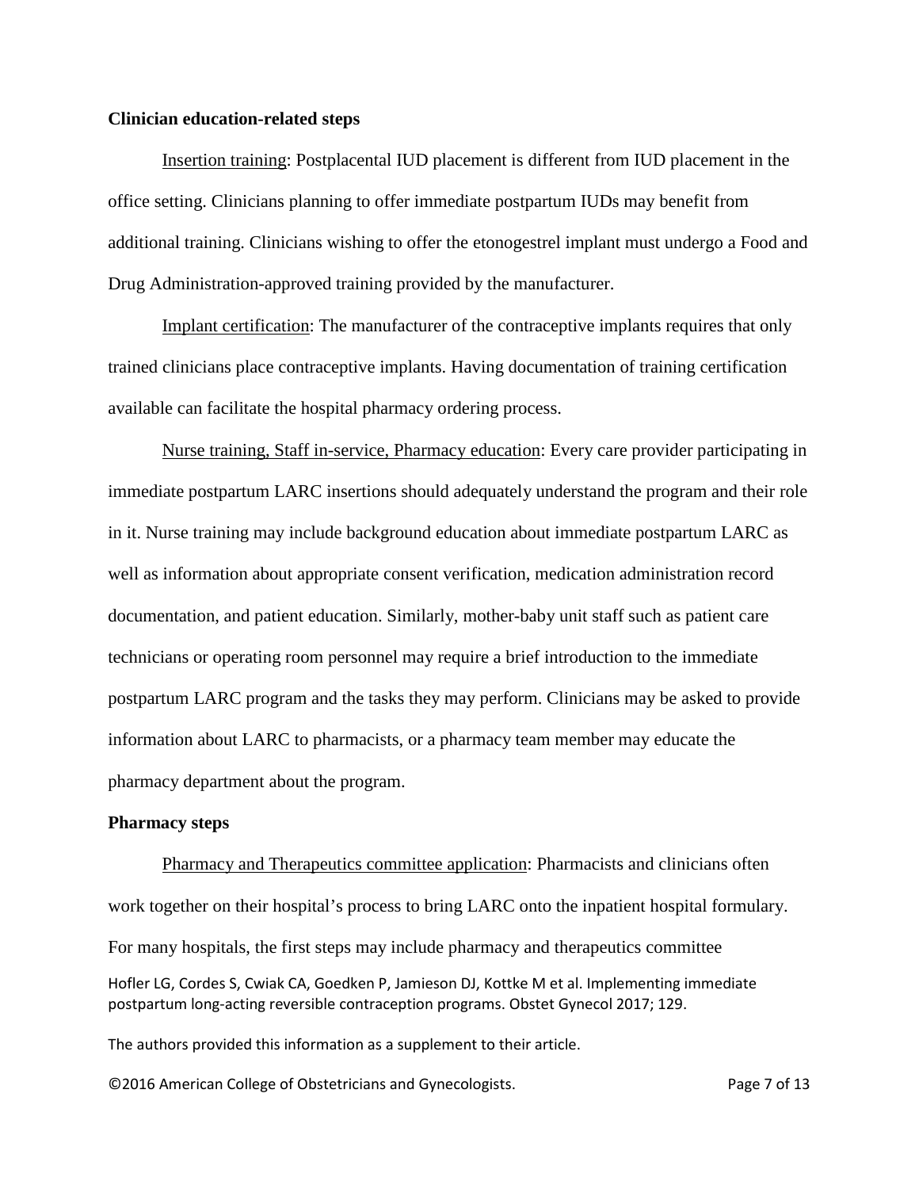**Clinician education-related steps**

Insertion training: Postplacental IUD placement is different from IUD placement in the office setting. Clinicians planning to offer immediate postpartum IUDs may benefit from additional training. Clinicians wishing to offer the etonogestrel implant must undergo a Food and Drug Administration-approved training provided by the manufacturer.

Implant certification: The manufacturer of the contraceptive implants requires that only trained clinicians place contraceptive implants. Having documentation of training certification available can facilitate the hospital pharmacy ordering process.

Nurse training, Staff in-service, Pharmacy education: Every care provider participating in immediate postpartum LARC insertions should adequately understand the program and their role in it. Nurse training may include background education about immediate postpartum LARC as well as information about appropriate consent verification, medication administration record documentation, and patient education. Similarly, mother-baby unit staff such as patient care technicians or operating room personnel may require a brief introduction to the immediate postpartum LARC program and the tasks they may perform. Clinicians may be asked to provide information about LARC to pharmacists, or a pharmacy team member may educate the pharmacy department about the program.

**Pharmacy steps**

Pharmacy and Therapeutics committee application: Pharmacists and clinicians often work together on their hospital's process to bring LARC onto the inpatient hospital formulary. For many hospitals, the first steps may include pharmacy and therapeutics committee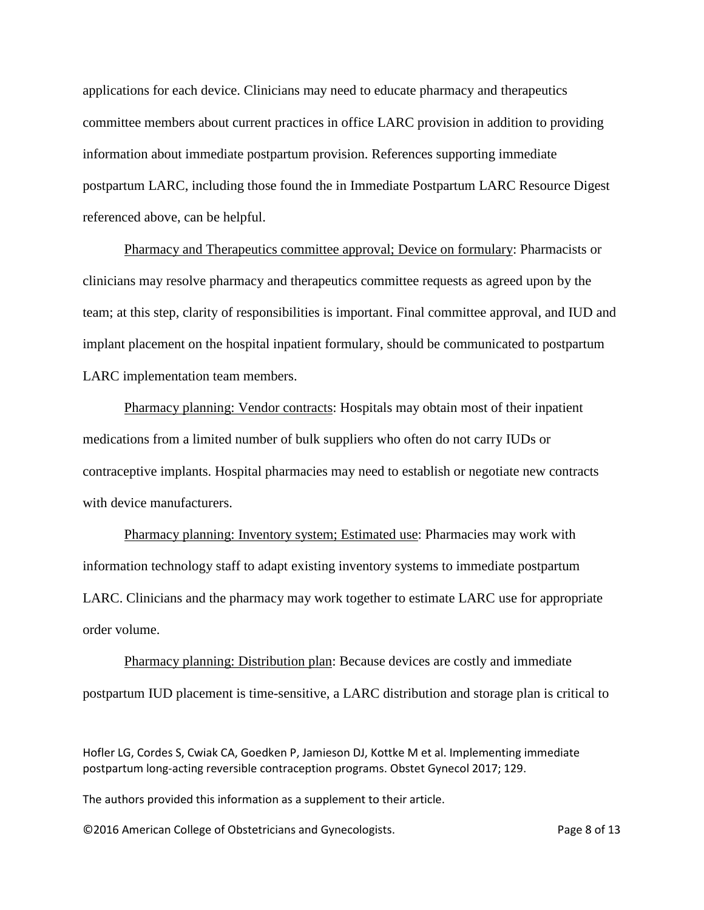applications for each device. Clinicians may need to educate pharmacy and therapeutics committee members about current practices in office LARC provision in addition to providing information about immediate postpartum provision. References supporting immediate postpartum LARC, including those found the in Immediate Postpartum LARC Resource Digest referenced above, can be helpful.

<u>Pharmacy and Therapeutics committee approval; Device on formulary</u>: Pharmacists or clinicians may resolve pharmacy and therapeutics committee requests as agreed upon by the team; at this step, clarity of responsibilities is important. Final committee approval, and IUD and implant placement on the hospital inpatient formulary, should be communicated to postpartum LARC implementation team members.

<u>Pharmacy planning: Vendor contracts</u>: Hospitals may obtain most of their inpatient medications from a limited number of bulk suppliers who often do not carry IUDs or contraceptive implants. Hospital pharmacies may need to establish or negotiate new contracts with device manufacturers.

<u>Pharmacy planning: Inventory system; Estimated use</u>: Pharmacies may work with information technology staff to adapt existing inventory systems to immediate postpartum LARC. Clinicians and the pharmacy may work together to estimate LARC use for appropriate order volume.

<u>Pharmacy planning: Distribution plan</u>: Because devices are costly and immediate postpartum IUD placement is time-sensitive, a LARC distribution and storage plan is critical to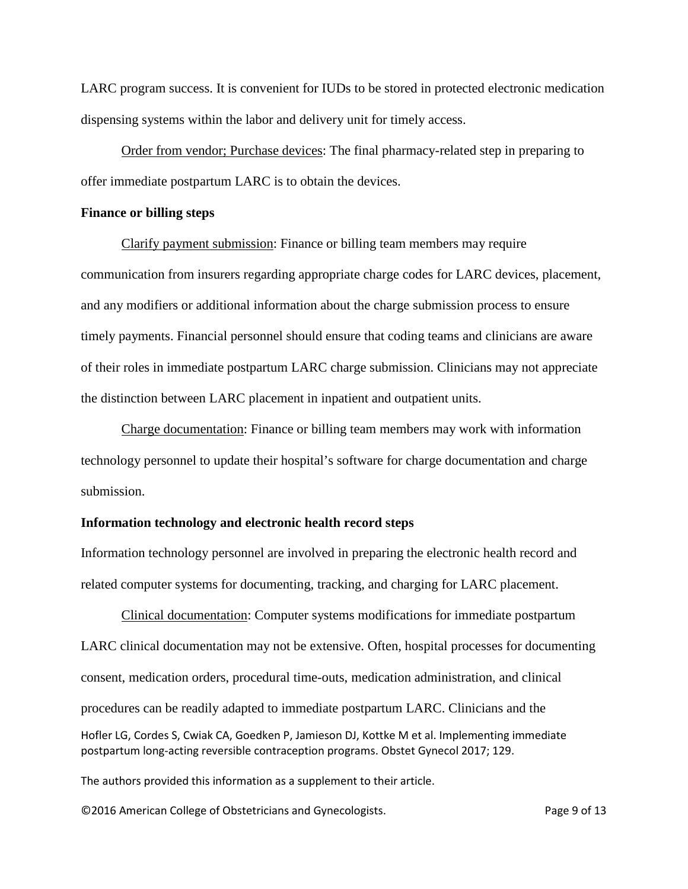LARC program success. It is convenient for IUDs to be stored in protected electronic medication dispensing systems within the labor and delivery unit for timely access.

<u>Order from vendor; Purchase devices</u>: The final pharmacy-related step in preparing to offer immediate postpartum LARC is to obtain the devices.

**Finance or billing steps**

<u>Clarify payment submission</u>: Finance or billing team members may require communication from insurers regarding appropriate charge codes for LARC devices, placement, and any modifiers or additional information about the charge submission process to ensure timely payments. Financial personnel should ensure that coding teams and clinicians are aware of their roles in immediate postpartum LARC charge submission. Clinicians may not appreciate the distinction between LARC placement in inpatient and outpatient units.

<u>Charge documentation</u>: Finance or billing team members may work with information technology personnel to update their hospital's software for charge documentation and charge submission.

**Information technology and electronic health record steps**

Information technology personnel are involved in preparing the electronic health record and related computer systems for documenting, tracking, and charging for LARC placement.

<u>Clinical documentation</u>: Computer systems modifications for immediate postpartum LARC clinical documentation may not be extensive. Often, hospital processes for documenting consent, medication orders, procedural time-outs, medication administration, and clinical procedures can be readily adapted to immediate postpartum LARC. Clinicians and the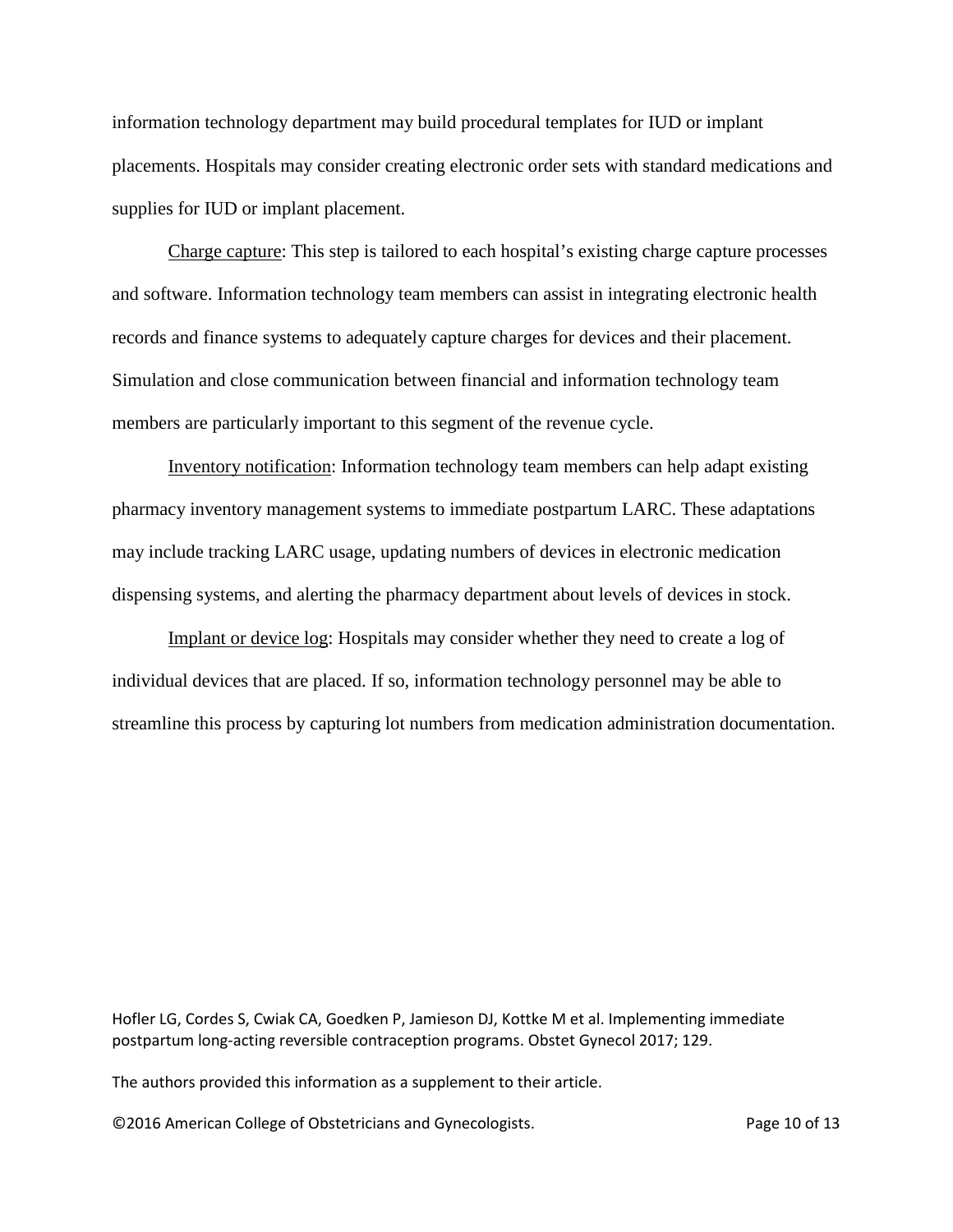information technology department may build procedural templates for IUD or implant placements. Hospitals may consider creating electronic order sets with standard medications and supplies for IUD or implant placement.

Charge capture: This step is tailored to each hospital's existing charge capture processes and software. Information technology team members can assist in integrating electronic health records and finance systems to adequately capture charges for devices and their placement. Simulation and close communication between financial and information technology team members are particularly important to this segment of the revenue cycle.

Inventory notification: Information technology team members can help adapt existing pharmacy inventory management systems to immediate postpartum LARC. These adaptations may include tracking LARC usage, updating numbers of devices in electronic medication dispensing systems, and alerting the pharmacy department about levels of devices in stock.

Implant or device log: Hospitals may consider whether they need to create a log of individual devices that are placed. If so, information technology personnel may be able to streamline this process by capturing lot numbers from medication administration documentation.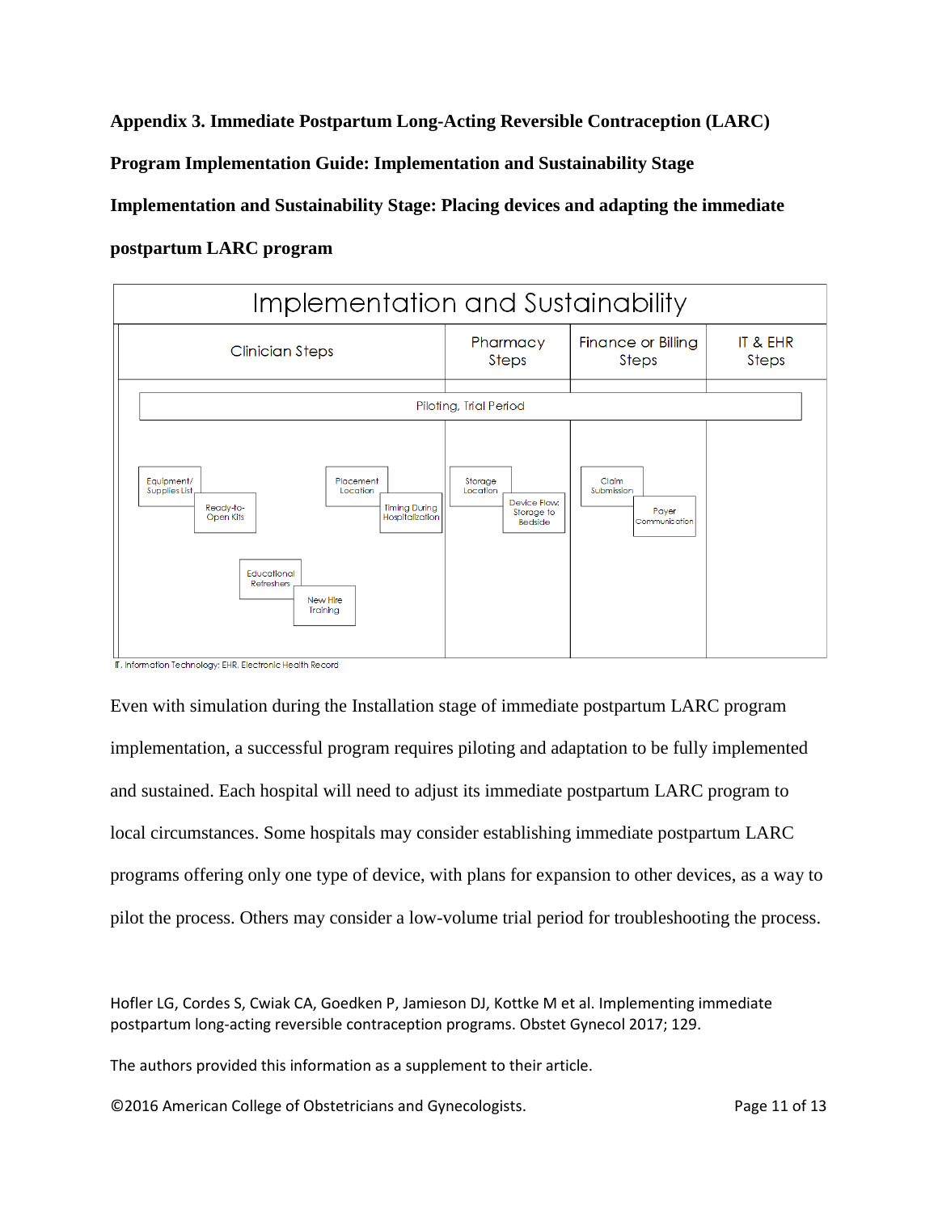**Appendix 3. Immediate Postpartum Long-Acting Reversible Contraception (LARC) Program Implementation Guide: Implementation and Sustainability Stage**

**Implementation and Sustainability Stage: Placing devices and adapting the immediate postpartum LARC program**

| Implementation and Sustainability | | | |
|---|---|---|---|
| Clinician Steps | Pharmacy Steps | Finance or Billing Steps | IT & EHR Steps |
| Piloting, Trial Period | | | |
| Equipment/Supplies List; Ready-to-Open Kits; Placement Location; Timing During Hospitalization; Educational Refreshers; New Hire Training | Storage Location; Device Flow: Storage to Bedside | Claim Submission; Payer Communication | |

IT, Information Technology; EHR, Electronic Health Record

Even with simulation during the Installation stage of immediate postpartum LARC program implementation, a successful program requires piloting and adaptation to be fully implemented and sustained. Each hospital will need to adjust its immediate postpartum LARC program to local circumstances. Some hospitals may consider establishing immediate postpartum LARC programs offering only one type of device, with plans for expansion to other devices, as a way to pilot the process. Others may consider a low-volume trial period for troubleshooting the process.

Hofler LG, Cordes S, Cwiak CA, Goedken P, Jamieson DJ, Kottke M et al. Implementing immediate postpartum long-acting reversible contraception programs. Obstet Gynecol 2017; 129.

The authors provided this information as a supplement to their article.

©2016 American College of Obstetricians and Gynecologists.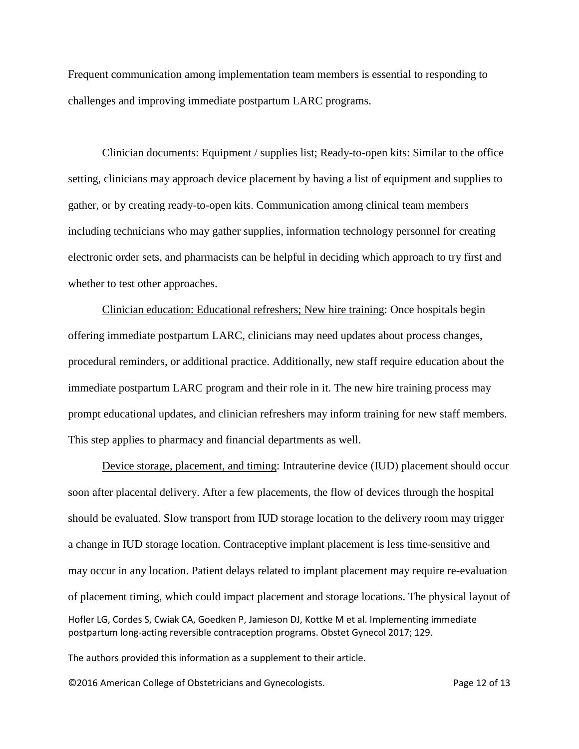Frequent communication among implementation team members is essential to responding to challenges and improving immediate postpartum LARC programs.

Clinician documents: Equipment / supplies list; Ready-to-open kits: Similar to the office setting, clinicians may approach device placement by having a list of equipment and supplies to gather, or by creating ready-to-open kits. Communication among clinical team members including technicians who may gather supplies, information technology personnel for creating electronic order sets, and pharmacists can be helpful in deciding which approach to try first and whether to test other approaches.

Clinician education: Educational refreshers; New hire training: Once hospitals begin offering immediate postpartum LARC, clinicians may need updates about process changes, procedural reminders, or additional practice. Additionally, new staff require education about the immediate postpartum LARC program and their role in it. The new hire training process may prompt educational updates, and clinician refreshers may inform training for new staff members. This step applies to pharmacy and financial departments as well.

Device storage, placement, and timing: Intrauterine device (IUD) placement should occur soon after placental delivery. After a few placements, the flow of devices through the hospital should be evaluated. Slow transport from IUD storage location to the delivery room may trigger a change in IUD storage location. Contraceptive implant placement is less time-sensitive and may occur in any location. Patient delays related to implant placement may require re-evaluation of placement timing, which could impact placement and storage locations. The physical layout of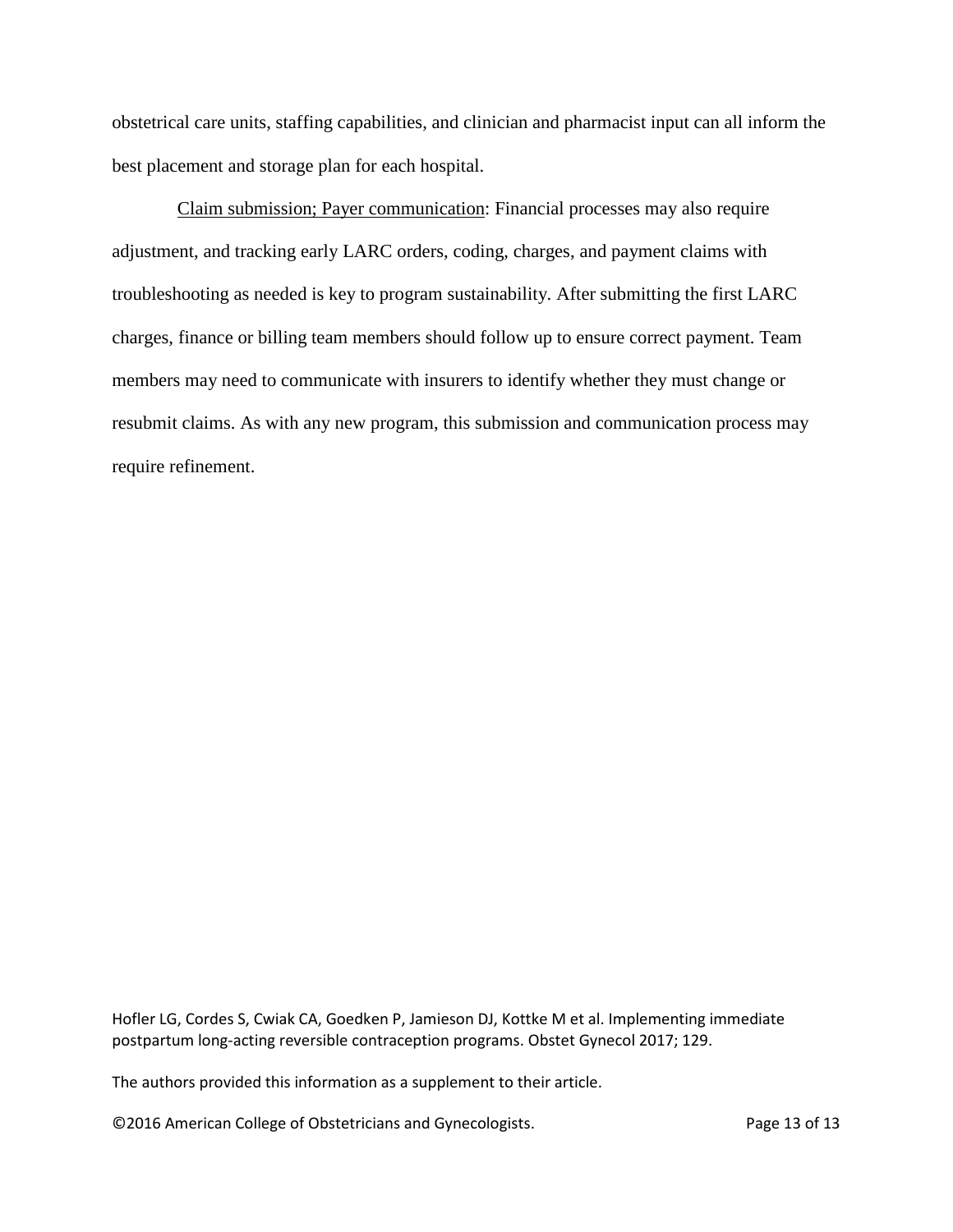obstetrical care units, staffing capabilities, and clinician and pharmacist input can all inform the best placement and storage plan for each hospital.

Claim submission; Payer communication: Financial processes may also require adjustment, and tracking early LARC orders, coding, charges, and payment claims with troubleshooting as needed is key to program sustainability. After submitting the first LARC charges, finance or billing team members should follow up to ensure correct payment. Team members may need to communicate with insurers to identify whether they must change or resubmit claims. As with any new program, this submission and communication process may require refinement.